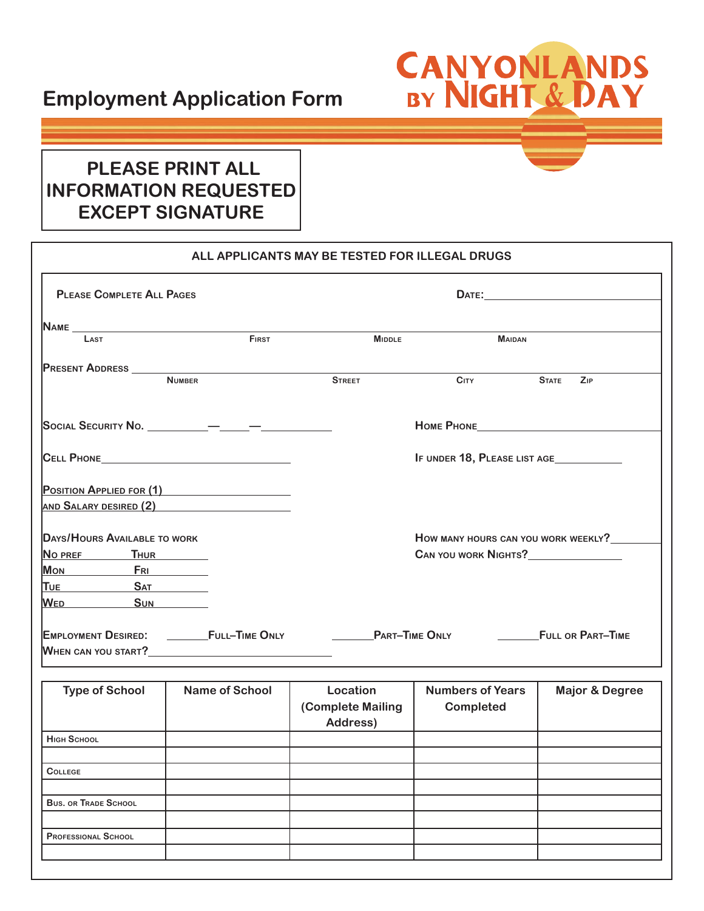# Employment Application Form

**CANYONLANDS BY NIGHT & DAY**

**PLEASE PRINT ALL INFORMATION REQUESTED EXCEPT SIGNATURE**

**ALL APPLICANTS MAY BE TESTED FOR ILLEGAL DRUGS**

PLEASE COMPLETE ALL PAGES

DATE: ______________________

NAME ____________________________________________________________
LAST FIRST MIDDLE MAIDAN

PRESENT ADDRESS ____________________________________________________________
NUMBER STREET CITY STATE ZIP

SOCIAL SECURITY NO. ________—_____—__________

HOME PHONE ______________________

CELL PHONE ______________________

IF UNDER 18, PLEASE LIST AGE __________

POSITION APPLIED FOR (1) ______________________
AND SALARY DESIRED (2) ______________________

DAYS/HOURS AVAILABLE TO WORK

NO PREF THUR ________
MON FRI ________
TUE SAT ________
WED SUN ________

HOW MANY HOURS CAN YOU WORK WEEKLY? __________
CAN YOU WORK NIGHTS? __________

EMPLOYMENT DESIRED: ______FULL–TIME ONLY ______PART–TIME ONLY ______FULL OR PART–TIME

WHEN CAN YOU START? ______________________

| Type of School | Name of School | Location (Complete Mailing Address) | Numbers of Years Completed | Major & Degree |
|---|---|---|---|---|
| HIGH SCHOOL | | | | |
| | | | | |
| COLLEGE | | | | |
| | | | | |
| BUS. OR TRADE SCHOOL | | | | |
| | | | | |
| PROFESSIONAL SCHOOL | | | | |
| | | | | |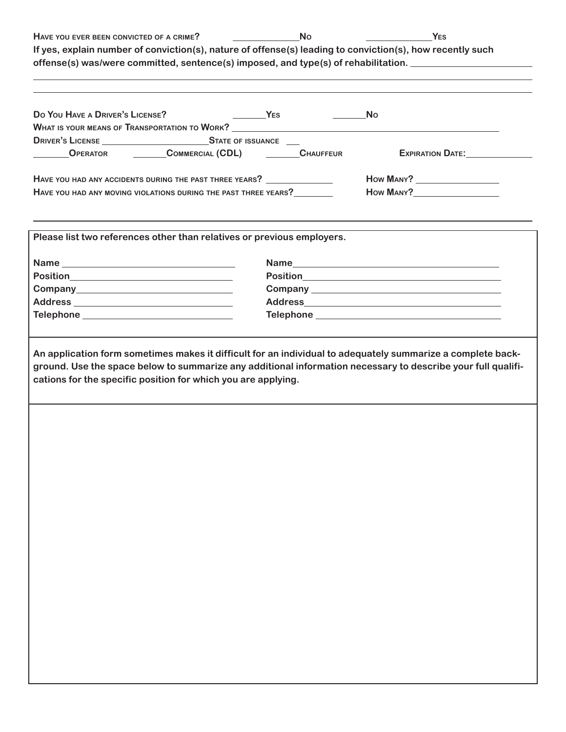Have you ever been convicted of a crime? ____________ No ____________ Yes

**If yes, explain number of conviction(s), nature of offense(s) leading to conviction(s), how recently such offense(s) was/were committed, sentence(s) imposed, and type(s) of rehabilitation.** ______________________

_____________________________________________________________________________

_____________________________________________________________________________

Do You Have a Driver's License? ______ Yes ______ No

What is your means of Transportation to Work? ____________________________________________

Driver's License ____________________ State of issuance ___

______ Operator ______ Commercial (CDL) ______ Chauffeur Expiration Date: ____________

Have you had any accidents during the past three years? ____________ How Many? ______________

Have you had any moving violations during the past three years? ________ How Many? ______________

---

**Please list two references other than relatives or previous employers.**

| | |
|---|---|
| **Name** ______________________________ | **Name** ______________________________ |
| **Position** ______________________________ | **Position** ______________________________ |
| **Company** ______________________________ | **Company** ______________________________ |
| **Address** ______________________________ | **Address** ______________________________ |
| **Telephone** ______________________________ | **Telephone** ______________________________ |

**An application form sometimes makes it difficult for an individual to adequately summarize a complete background. Use the space below to summarize any additional information necessary to describe your full qualifications for the specific position for which you are applying.**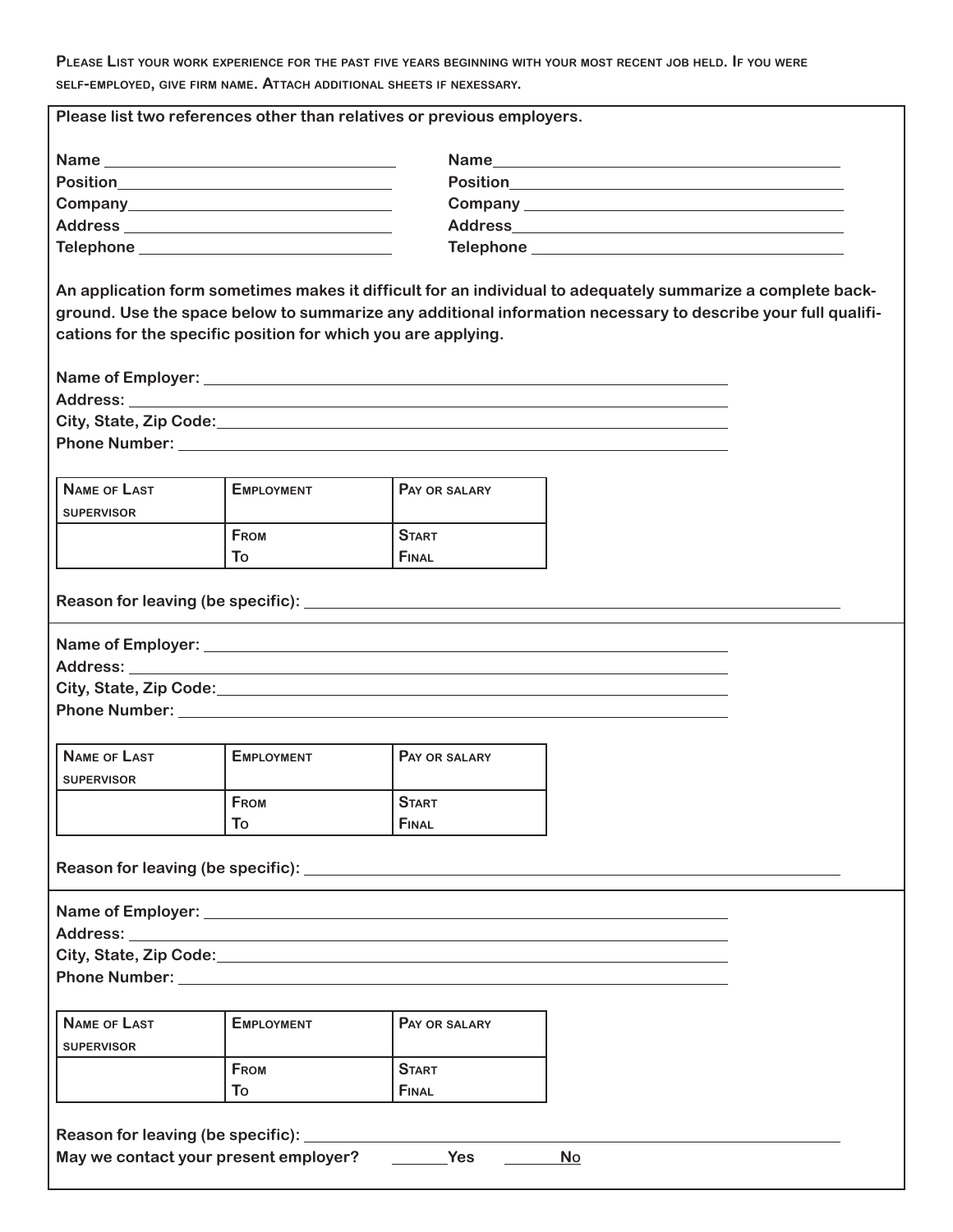Please List your work experience for the past five years beginning with your most recent job held. If you were self-employed, give firm name. Attach additional sheets if nexessary.

**Please list two references other than relatives or previous employers.**

**Name** ______________________ **Name** ______________________
**Position** ______________________ **Position** ______________________
**Company** ______________________ **Company** ______________________
**Address** ______________________ **Address** ______________________
**Telephone** ______________________ **Telephone** ______________________

**An application form sometimes makes it difficult for an individual to adequately summarize a complete background. Use the space below to summarize any additional information necessary to describe your full qualifications for the specific position for which you are applying.**

**Name of Employer:** ______________________
**Address:** ______________________
**City, State, Zip Code:** ______________________
**Phone Number:** ______________________

| Name of Last supervisor | Employment | Pay or salary |
|---|---|---|
| | From<br>To | Start<br>Final |

**Reason for leaving (be specific):** ______________________

**Name of Employer:** ______________________
**Address:** ______________________
**City, State, Zip Code:** ______________________
**Phone Number:** ______________________

| Name of Last supervisor | Employment | Pay or salary |
|---|---|---|
| | From<br>To | Start<br>Final |

**Reason for leaving (be specific):** ______________________

**Name of Employer:** ______________________
**Address:** ______________________
**City, State, Zip Code:** ______________________
**Phone Number:** ______________________

| Name of Last supervisor | Employment | Pay or salary |
|---|---|---|
| | From<br>To | Start<br>Final |

**Reason for leaving (be specific):** ______________________
**May we contact your present employer?** ______ **Yes** ______ **No**